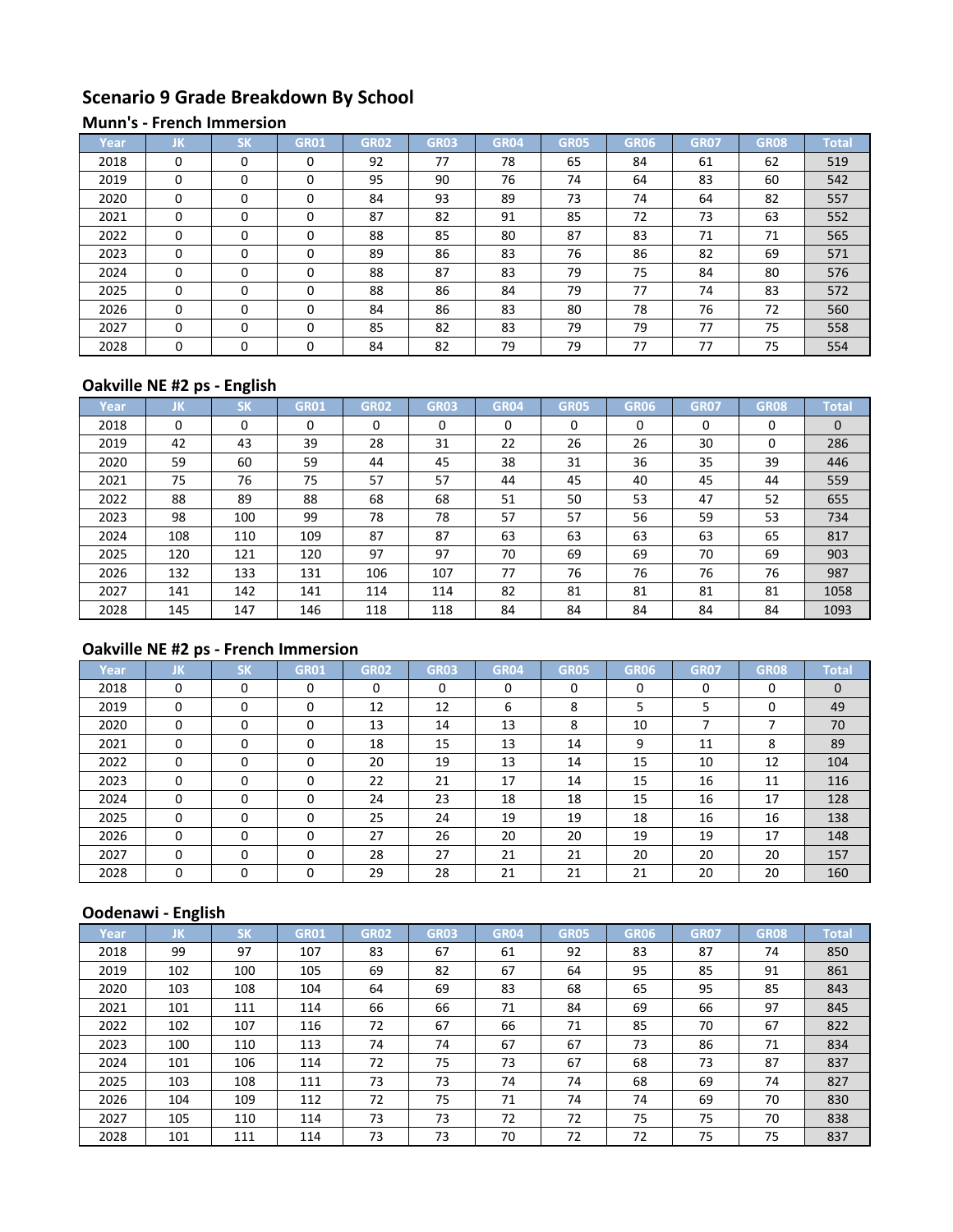# Scenario 9 Grade Breakdown By School

## Munn's - French Immersion

| Year | JK | SK | GR01 | GR02 | GR03 | GR04 | GR05 | GR06 | GR07 | GR08 | Total |
|---|---|---|---|---|---|---|---|---|---|---|---|
| 2018 | 0 | 0 | 0 | 92 | 77 | 78 | 65 | 84 | 61 | 62 | 519 |
| 2019 | 0 | 0 | 0 | 95 | 90 | 76 | 74 | 64 | 83 | 60 | 542 |
| 2020 | 0 | 0 | 0 | 84 | 93 | 89 | 73 | 74 | 64 | 82 | 557 |
| 2021 | 0 | 0 | 0 | 87 | 82 | 91 | 85 | 72 | 73 | 63 | 552 |
| 2022 | 0 | 0 | 0 | 88 | 85 | 80 | 87 | 83 | 71 | 71 | 565 |
| 2023 | 0 | 0 | 0 | 89 | 86 | 83 | 76 | 86 | 82 | 69 | 571 |
| 2024 | 0 | 0 | 0 | 88 | 87 | 83 | 79 | 75 | 84 | 80 | 576 |
| 2025 | 0 | 0 | 0 | 88 | 86 | 84 | 79 | 77 | 74 | 83 | 572 |
| 2026 | 0 | 0 | 0 | 84 | 86 | 83 | 80 | 78 | 76 | 72 | 560 |
| 2027 | 0 | 0 | 0 | 85 | 82 | 83 | 79 | 79 | 77 | 75 | 558 |
| 2028 | 0 | 0 | 0 | 84 | 82 | 79 | 79 | 77 | 77 | 75 | 554 |

## Oakville NE #2 ps - English

| Year | JK | SK | GR01 | GR02 | GR03 | GR04 | GR05 | GR06 | GR07 | GR08 | Total |
|---|---|---|---|---|---|---|---|---|---|---|---|
| 2018 | 0 | 0 | 0 | 0 | 0 | 0 | 0 | 0 | 0 | 0 | 0 |
| 2019 | 42 | 43 | 39 | 28 | 31 | 22 | 26 | 26 | 30 | 0 | 286 |
| 2020 | 59 | 60 | 59 | 44 | 45 | 38 | 31 | 36 | 35 | 39 | 446 |
| 2021 | 75 | 76 | 75 | 57 | 57 | 44 | 45 | 40 | 45 | 44 | 559 |
| 2022 | 88 | 89 | 88 | 68 | 68 | 51 | 50 | 53 | 47 | 52 | 655 |
| 2023 | 98 | 100 | 99 | 78 | 78 | 57 | 57 | 56 | 59 | 53 | 734 |
| 2024 | 108 | 110 | 109 | 87 | 87 | 63 | 63 | 63 | 63 | 65 | 817 |
| 2025 | 120 | 121 | 120 | 97 | 97 | 70 | 69 | 69 | 70 | 69 | 903 |
| 2026 | 132 | 133 | 131 | 106 | 107 | 77 | 76 | 76 | 76 | 76 | 987 |
| 2027 | 141 | 142 | 141 | 114 | 114 | 82 | 81 | 81 | 81 | 81 | 1058 |
| 2028 | 145 | 147 | 146 | 118 | 118 | 84 | 84 | 84 | 84 | 84 | 1093 |

## Oakville NE #2 ps - French Immersion

| Year | JK | SK | GR01 | GR02 | GR03 | GR04 | GR05 | GR06 | GR07 | GR08 | Total |
|---|---|---|---|---|---|---|---|---|---|---|---|
| 2018 | 0 | 0 | 0 | 0 | 0 | 0 | 0 | 0 | 0 | 0 | 0 |
| 2019 | 0 | 0 | 0 | 12 | 12 | 6 | 8 | 5 | 5 | 0 | 49 |
| 2020 | 0 | 0 | 0 | 13 | 14 | 13 | 8 | 10 | 7 | 7 | 70 |
| 2021 | 0 | 0 | 0 | 18 | 15 | 13 | 14 | 9 | 11 | 8 | 89 |
| 2022 | 0 | 0 | 0 | 20 | 19 | 13 | 14 | 15 | 10 | 12 | 104 |
| 2023 | 0 | 0 | 0 | 22 | 21 | 17 | 14 | 15 | 16 | 11 | 116 |
| 2024 | 0 | 0 | 0 | 24 | 23 | 18 | 18 | 15 | 16 | 17 | 128 |
| 2025 | 0 | 0 | 0 | 25 | 24 | 19 | 19 | 18 | 16 | 16 | 138 |
| 2026 | 0 | 0 | 0 | 27 | 26 | 20 | 20 | 19 | 19 | 17 | 148 |
| 2027 | 0 | 0 | 0 | 28 | 27 | 21 | 21 | 20 | 20 | 20 | 157 |
| 2028 | 0 | 0 | 0 | 29 | 28 | 21 | 21 | 21 | 20 | 20 | 160 |

## Oodenawi - English

| Year | JK | SK | GR01 | GR02 | GR03 | GR04 | GR05 | GR06 | GR07 | GR08 | Total |
|---|---|---|---|---|---|---|---|---|---|---|---|
| 2018 | 99 | 97 | 107 | 83 | 67 | 61 | 92 | 83 | 87 | 74 | 850 |
| 2019 | 102 | 100 | 105 | 69 | 82 | 67 | 64 | 95 | 85 | 91 | 861 |
| 2020 | 103 | 108 | 104 | 64 | 69 | 83 | 68 | 65 | 95 | 85 | 843 |
| 2021 | 101 | 111 | 114 | 66 | 66 | 71 | 84 | 69 | 66 | 97 | 845 |
| 2022 | 102 | 107 | 116 | 72 | 67 | 66 | 71 | 85 | 70 | 67 | 822 |
| 2023 | 100 | 110 | 113 | 74 | 74 | 67 | 67 | 73 | 86 | 71 | 834 |
| 2024 | 101 | 106 | 114 | 72 | 75 | 73 | 67 | 68 | 73 | 87 | 837 |
| 2025 | 103 | 108 | 111 | 73 | 73 | 74 | 74 | 68 | 69 | 74 | 827 |
| 2026 | 104 | 109 | 112 | 72 | 75 | 71 | 74 | 74 | 69 | 70 | 830 |
| 2027 | 105 | 110 | 114 | 73 | 73 | 72 | 72 | 75 | 75 | 70 | 838 |
| 2028 | 101 | 111 | 114 | 73 | 73 | 70 | 72 | 72 | 75 | 75 | 837 |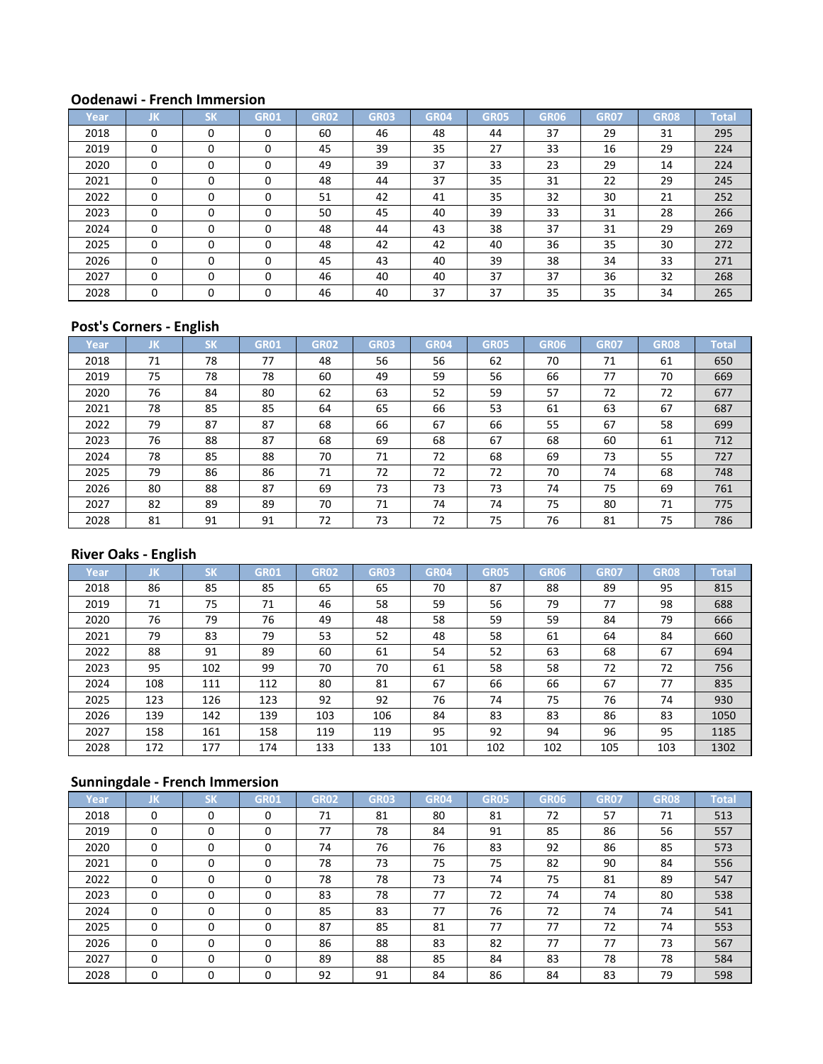**Oodenawi - French Immersion**

| Year | JK | SK | GR01 | GR02 | GR03 | GR04 | GR05 | GR06 | GR07 | GR08 | Total |
|---|---|---|---|---|---|---|---|---|---|---|---|
| 2018 | 0 | 0 | 0 | 60 | 46 | 48 | 44 | 37 | 29 | 31 | 295 |
| 2019 | 0 | 0 | 0 | 45 | 39 | 35 | 27 | 33 | 16 | 29 | 224 |
| 2020 | 0 | 0 | 0 | 49 | 39 | 37 | 33 | 23 | 29 | 14 | 224 |
| 2021 | 0 | 0 | 0 | 48 | 44 | 37 | 35 | 31 | 22 | 29 | 245 |
| 2022 | 0 | 0 | 0 | 51 | 42 | 41 | 35 | 32 | 30 | 21 | 252 |
| 2023 | 0 | 0 | 0 | 50 | 45 | 40 | 39 | 33 | 31 | 28 | 266 |
| 2024 | 0 | 0 | 0 | 48 | 44 | 43 | 38 | 37 | 31 | 29 | 269 |
| 2025 | 0 | 0 | 0 | 48 | 42 | 42 | 40 | 36 | 35 | 30 | 272 |
| 2026 | 0 | 0 | 0 | 45 | 43 | 40 | 39 | 38 | 34 | 33 | 271 |
| 2027 | 0 | 0 | 0 | 46 | 40 | 40 | 37 | 37 | 36 | 32 | 268 |
| 2028 | 0 | 0 | 0 | 46 | 40 | 37 | 37 | 35 | 35 | 34 | 265 |

**Post's Corners - English**

| Year | JK | SK | GR01 | GR02 | GR03 | GR04 | GR05 | GR06 | GR07 | GR08 | Total |
|---|---|---|---|---|---|---|---|---|---|---|---|
| 2018 | 71 | 78 | 77 | 48 | 56 | 56 | 62 | 70 | 71 | 61 | 650 |
| 2019 | 75 | 78 | 78 | 60 | 49 | 59 | 56 | 66 | 77 | 70 | 669 |
| 2020 | 76 | 84 | 80 | 62 | 63 | 52 | 59 | 57 | 72 | 72 | 677 |
| 2021 | 78 | 85 | 85 | 64 | 65 | 66 | 53 | 61 | 63 | 67 | 687 |
| 2022 | 79 | 87 | 87 | 68 | 66 | 67 | 66 | 55 | 67 | 58 | 699 |
| 2023 | 76 | 88 | 87 | 68 | 69 | 68 | 67 | 68 | 60 | 61 | 712 |
| 2024 | 78 | 85 | 88 | 70 | 71 | 72 | 68 | 69 | 73 | 55 | 727 |
| 2025 | 79 | 86 | 86 | 71 | 72 | 72 | 72 | 70 | 74 | 68 | 748 |
| 2026 | 80 | 88 | 87 | 69 | 73 | 73 | 73 | 74 | 75 | 69 | 761 |
| 2027 | 82 | 89 | 89 | 70 | 71 | 74 | 74 | 75 | 80 | 71 | 775 |
| 2028 | 81 | 91 | 91 | 72 | 73 | 72 | 75 | 76 | 81 | 75 | 786 |

**River Oaks - English**

| Year | JK | SK | GR01 | GR02 | GR03 | GR04 | GR05 | GR06 | GR07 | GR08 | Total |
|---|---|---|---|---|---|---|---|---|---|---|---|
| 2018 | 86 | 85 | 85 | 65 | 65 | 70 | 87 | 88 | 89 | 95 | 815 |
| 2019 | 71 | 75 | 71 | 46 | 58 | 59 | 56 | 79 | 77 | 98 | 688 |
| 2020 | 76 | 79 | 76 | 49 | 48 | 58 | 59 | 59 | 84 | 79 | 666 |
| 2021 | 79 | 83 | 79 | 53 | 52 | 48 | 58 | 61 | 64 | 84 | 660 |
| 2022 | 88 | 91 | 89 | 60 | 61 | 54 | 52 | 63 | 68 | 67 | 694 |
| 2023 | 95 | 102 | 99 | 70 | 70 | 61 | 58 | 58 | 72 | 72 | 756 |
| 2024 | 108 | 111 | 112 | 80 | 81 | 67 | 66 | 66 | 67 | 77 | 835 |
| 2025 | 123 | 126 | 123 | 92 | 92 | 76 | 74 | 75 | 76 | 74 | 930 |
| 2026 | 139 | 142 | 139 | 103 | 106 | 84 | 83 | 83 | 86 | 83 | 1050 |
| 2027 | 158 | 161 | 158 | 119 | 119 | 95 | 92 | 94 | 96 | 95 | 1185 |
| 2028 | 172 | 177 | 174 | 133 | 133 | 101 | 102 | 102 | 105 | 103 | 1302 |

**Sunningdale - French Immersion**

| Year | JK | SK | GR01 | GR02 | GR03 | GR04 | GR05 | GR06 | GR07 | GR08 | Total |
|---|---|---|---|---|---|---|---|---|---|---|---|
| 2018 | 0 | 0 | 0 | 71 | 81 | 80 | 81 | 72 | 57 | 71 | 513 |
| 2019 | 0 | 0 | 0 | 77 | 78 | 84 | 91 | 85 | 86 | 56 | 557 |
| 2020 | 0 | 0 | 0 | 74 | 76 | 76 | 83 | 92 | 86 | 85 | 573 |
| 2021 | 0 | 0 | 0 | 78 | 73 | 75 | 75 | 82 | 90 | 84 | 556 |
| 2022 | 0 | 0 | 0 | 78 | 78 | 73 | 74 | 75 | 81 | 89 | 547 |
| 2023 | 0 | 0 | 0 | 83 | 78 | 77 | 72 | 74 | 74 | 80 | 538 |
| 2024 | 0 | 0 | 0 | 85 | 83 | 77 | 76 | 72 | 74 | 74 | 541 |
| 2025 | 0 | 0 | 0 | 87 | 85 | 81 | 77 | 77 | 72 | 74 | 553 |
| 2026 | 0 | 0 | 0 | 86 | 88 | 83 | 82 | 77 | 77 | 73 | 567 |
| 2027 | 0 | 0 | 0 | 89 | 88 | 85 | 84 | 83 | 78 | 78 | 584 |
| 2028 | 0 | 0 | 0 | 92 | 91 | 84 | 86 | 84 | 83 | 79 | 598 |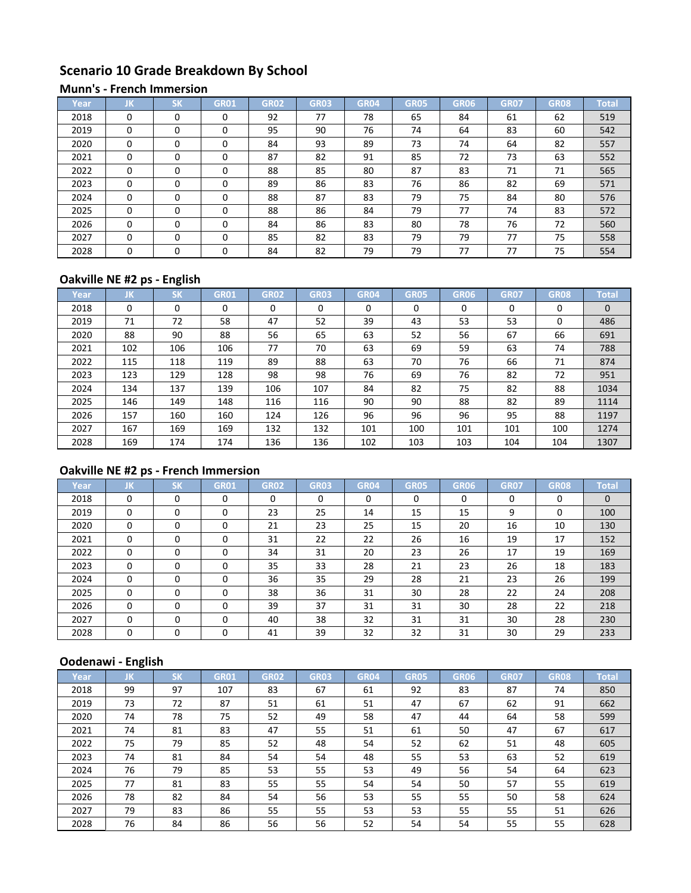# Scenario 10 Grade Breakdown By School

## Munn's - French Immersion

| Year | JK | SK | GR01 | GR02 | GR03 | GR04 | GR05 | GR06 | GR07 | GR08 | Total |
|---|---|---|---|---|---|---|---|---|---|---|---|
| 2018 | 0 | 0 | 0 | 92 | 77 | 78 | 65 | 84 | 61 | 62 | 519 |
| 2019 | 0 | 0 | 0 | 95 | 90 | 76 | 74 | 64 | 83 | 60 | 542 |
| 2020 | 0 | 0 | 0 | 84 | 93 | 89 | 73 | 74 | 64 | 82 | 557 |
| 2021 | 0 | 0 | 0 | 87 | 82 | 91 | 85 | 72 | 73 | 63 | 552 |
| 2022 | 0 | 0 | 0 | 88 | 85 | 80 | 87 | 83 | 71 | 71 | 565 |
| 2023 | 0 | 0 | 0 | 89 | 86 | 83 | 76 | 86 | 82 | 69 | 571 |
| 2024 | 0 | 0 | 0 | 88 | 87 | 83 | 79 | 75 | 84 | 80 | 576 |
| 2025 | 0 | 0 | 0 | 88 | 86 | 84 | 79 | 77 | 74 | 83 | 572 |
| 2026 | 0 | 0 | 0 | 84 | 86 | 83 | 80 | 78 | 76 | 72 | 560 |
| 2027 | 0 | 0 | 0 | 85 | 82 | 83 | 79 | 79 | 77 | 75 | 558 |
| 2028 | 0 | 0 | 0 | 84 | 82 | 79 | 79 | 77 | 77 | 75 | 554 |

## Oakville NE #2 ps - English

| Year | JK | SK | GR01 | GR02 | GR03 | GR04 | GR05 | GR06 | GR07 | GR08 | Total |
|---|---|---|---|---|---|---|---|---|---|---|---|
| 2018 | 0 | 0 | 0 | 0 | 0 | 0 | 0 | 0 | 0 | 0 | 0 |
| 2019 | 71 | 72 | 58 | 47 | 52 | 39 | 43 | 53 | 53 | 0 | 486 |
| 2020 | 88 | 90 | 88 | 56 | 65 | 63 | 52 | 56 | 67 | 66 | 691 |
| 2021 | 102 | 106 | 106 | 77 | 70 | 63 | 69 | 59 | 63 | 74 | 788 |
| 2022 | 115 | 118 | 119 | 89 | 88 | 63 | 70 | 76 | 66 | 71 | 874 |
| 2023 | 123 | 129 | 128 | 98 | 98 | 76 | 69 | 76 | 82 | 72 | 951 |
| 2024 | 134 | 137 | 139 | 106 | 107 | 84 | 82 | 75 | 82 | 88 | 1034 |
| 2025 | 146 | 149 | 148 | 116 | 116 | 90 | 90 | 88 | 82 | 89 | 1114 |
| 2026 | 157 | 160 | 160 | 124 | 126 | 96 | 96 | 96 | 95 | 88 | 1197 |
| 2027 | 167 | 169 | 169 | 132 | 132 | 101 | 100 | 101 | 101 | 100 | 1274 |
| 2028 | 169 | 174 | 174 | 136 | 136 | 102 | 103 | 103 | 104 | 104 | 1307 |

## Oakville NE #2 ps - French Immersion

| Year | JK | SK | GR01 | GR02 | GR03 | GR04 | GR05 | GR06 | GR07 | GR08 | Total |
|---|---|---|---|---|---|---|---|---|---|---|---|
| 2018 | 0 | 0 | 0 | 0 | 0 | 0 | 0 | 0 | 0 | 0 | 0 |
| 2019 | 0 | 0 | 0 | 23 | 25 | 14 | 15 | 15 | 9 | 0 | 100 |
| 2020 | 0 | 0 | 0 | 21 | 23 | 25 | 15 | 20 | 16 | 10 | 130 |
| 2021 | 0 | 0 | 0 | 31 | 22 | 22 | 26 | 16 | 19 | 17 | 152 |
| 2022 | 0 | 0 | 0 | 34 | 31 | 20 | 23 | 26 | 17 | 19 | 169 |
| 2023 | 0 | 0 | 0 | 35 | 33 | 28 | 21 | 23 | 26 | 18 | 183 |
| 2024 | 0 | 0 | 0 | 36 | 35 | 29 | 28 | 21 | 23 | 26 | 199 |
| 2025 | 0 | 0 | 0 | 38 | 36 | 31 | 30 | 28 | 22 | 24 | 208 |
| 2026 | 0 | 0 | 0 | 39 | 37 | 31 | 31 | 30 | 28 | 22 | 218 |
| 2027 | 0 | 0 | 0 | 40 | 38 | 32 | 31 | 31 | 30 | 28 | 230 |
| 2028 | 0 | 0 | 0 | 41 | 39 | 32 | 32 | 31 | 30 | 29 | 233 |

## Oodenawi - English

| Year | JK | SK | GR01 | GR02 | GR03 | GR04 | GR05 | GR06 | GR07 | GR08 | Total |
|---|---|---|---|---|---|---|---|---|---|---|---|
| 2018 | 99 | 97 | 107 | 83 | 67 | 61 | 92 | 83 | 87 | 74 | 850 |
| 2019 | 73 | 72 | 87 | 51 | 61 | 51 | 47 | 67 | 62 | 91 | 662 |
| 2020 | 74 | 78 | 75 | 52 | 49 | 58 | 47 | 44 | 64 | 58 | 599 |
| 2021 | 74 | 81 | 83 | 47 | 55 | 51 | 61 | 50 | 47 | 67 | 617 |
| 2022 | 75 | 79 | 85 | 52 | 48 | 54 | 52 | 62 | 51 | 48 | 605 |
| 2023 | 74 | 81 | 84 | 54 | 54 | 48 | 55 | 53 | 63 | 52 | 619 |
| 2024 | 76 | 79 | 85 | 53 | 55 | 53 | 49 | 56 | 54 | 64 | 623 |
| 2025 | 77 | 81 | 83 | 55 | 55 | 54 | 54 | 50 | 57 | 55 | 619 |
| 2026 | 78 | 82 | 84 | 54 | 56 | 53 | 55 | 55 | 50 | 58 | 624 |
| 2027 | 79 | 83 | 86 | 55 | 55 | 53 | 53 | 55 | 55 | 51 | 626 |
| 2028 | 76 | 84 | 86 | 56 | 56 | 52 | 54 | 54 | 55 | 55 | 628 |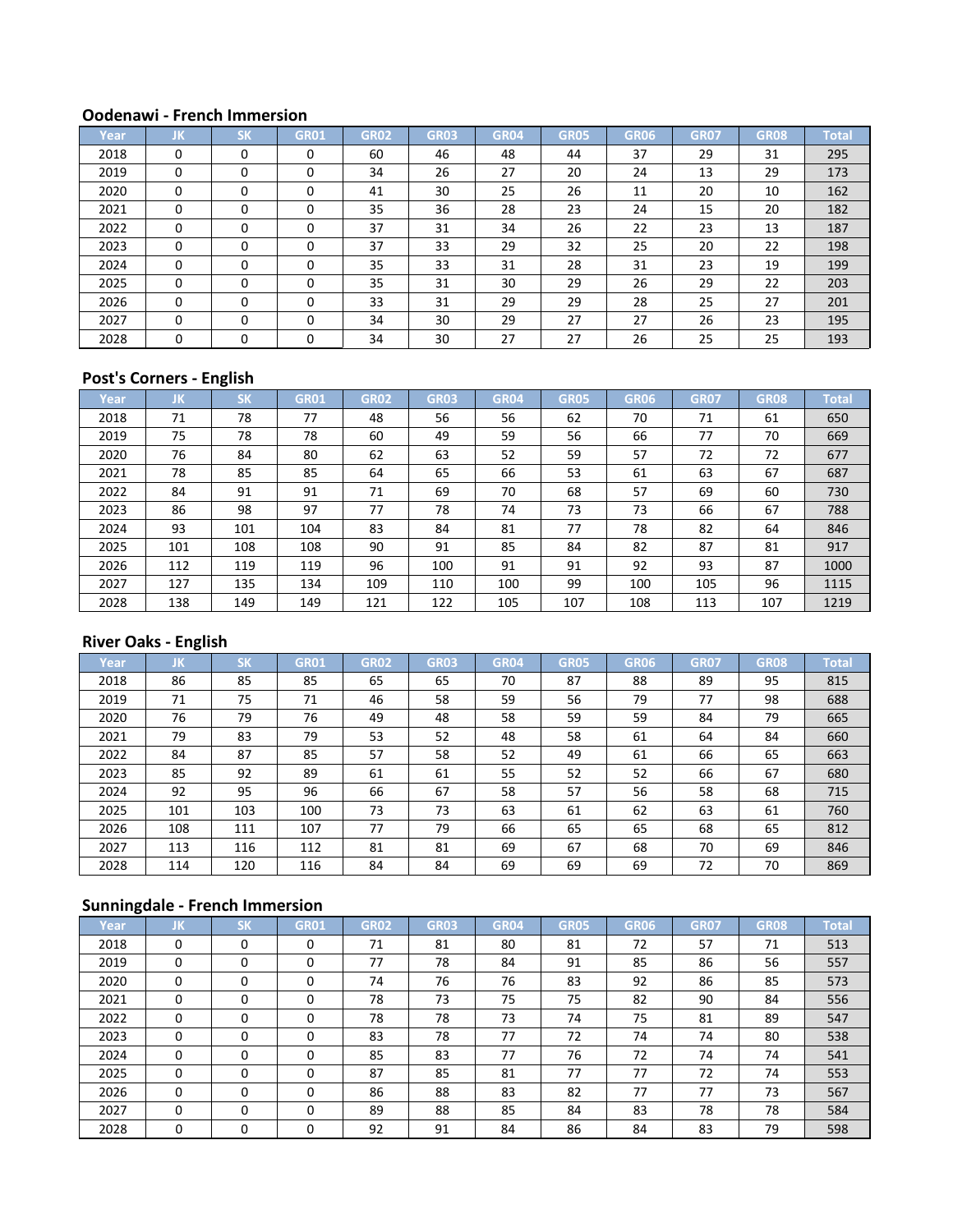### Oodenawi - French Immersion

| Year | JK | SK | GR01 | GR02 | GR03 | GR04 | GR05 | GR06 | GR07 | GR08 | Total |
|---|---|---|---|---|---|---|---|---|---|---|---|
| 2018 | 0 | 0 | 0 | 60 | 46 | 48 | 44 | 37 | 29 | 31 | 295 |
| 2019 | 0 | 0 | 0 | 34 | 26 | 27 | 20 | 24 | 13 | 29 | 173 |
| 2020 | 0 | 0 | 0 | 41 | 30 | 25 | 26 | 11 | 20 | 10 | 162 |
| 2021 | 0 | 0 | 0 | 35 | 36 | 28 | 23 | 24 | 15 | 20 | 182 |
| 2022 | 0 | 0 | 0 | 37 | 31 | 34 | 26 | 22 | 23 | 13 | 187 |
| 2023 | 0 | 0 | 0 | 37 | 33 | 29 | 32 | 25 | 20 | 22 | 198 |
| 2024 | 0 | 0 | 0 | 35 | 33 | 31 | 28 | 31 | 23 | 19 | 199 |
| 2025 | 0 | 0 | 0 | 35 | 31 | 30 | 29 | 26 | 29 | 22 | 203 |
| 2026 | 0 | 0 | 0 | 33 | 31 | 29 | 29 | 28 | 25 | 27 | 201 |
| 2027 | 0 | 0 | 0 | 34 | 30 | 29 | 27 | 27 | 26 | 23 | 195 |
| 2028 | 0 | 0 | 0 | 34 | 30 | 27 | 27 | 26 | 25 | 25 | 193 |

### Post's Corners - English

| Year | JK | SK | GR01 | GR02 | GR03 | GR04 | GR05 | GR06 | GR07 | GR08 | Total |
|---|---|---|---|---|---|---|---|---|---|---|---|
| 2018 | 71 | 78 | 77 | 48 | 56 | 56 | 62 | 70 | 71 | 61 | 650 |
| 2019 | 75 | 78 | 78 | 60 | 49 | 59 | 56 | 66 | 77 | 70 | 669 |
| 2020 | 76 | 84 | 80 | 62 | 63 | 52 | 59 | 57 | 72 | 72 | 677 |
| 2021 | 78 | 85 | 85 | 64 | 65 | 66 | 53 | 61 | 63 | 67 | 687 |
| 2022 | 84 | 91 | 91 | 71 | 69 | 70 | 68 | 57 | 69 | 60 | 730 |
| 2023 | 86 | 98 | 97 | 77 | 78 | 74 | 73 | 73 | 66 | 67 | 788 |
| 2024 | 93 | 101 | 104 | 83 | 84 | 81 | 77 | 78 | 82 | 64 | 846 |
| 2025 | 101 | 108 | 108 | 90 | 91 | 85 | 84 | 82 | 87 | 81 | 917 |
| 2026 | 112 | 119 | 119 | 96 | 100 | 91 | 91 | 92 | 93 | 87 | 1000 |
| 2027 | 127 | 135 | 134 | 109 | 110 | 100 | 99 | 100 | 105 | 96 | 1115 |
| 2028 | 138 | 149 | 149 | 121 | 122 | 105 | 107 | 108 | 113 | 107 | 1219 |

### River Oaks - English

| Year | JK | SK | GR01 | GR02 | GR03 | GR04 | GR05 | GR06 | GR07 | GR08 | Total |
|---|---|---|---|---|---|---|---|---|---|---|---|
| 2018 | 86 | 85 | 85 | 65 | 65 | 70 | 87 | 88 | 89 | 95 | 815 |
| 2019 | 71 | 75 | 71 | 46 | 58 | 59 | 56 | 79 | 77 | 98 | 688 |
| 2020 | 76 | 79 | 76 | 49 | 48 | 58 | 59 | 59 | 84 | 79 | 665 |
| 2021 | 79 | 83 | 79 | 53 | 52 | 48 | 58 | 61 | 64 | 84 | 660 |
| 2022 | 84 | 87 | 85 | 57 | 58 | 52 | 49 | 61 | 66 | 65 | 663 |
| 2023 | 85 | 92 | 89 | 61 | 61 | 55 | 52 | 52 | 66 | 67 | 680 |
| 2024 | 92 | 95 | 96 | 66 | 67 | 58 | 57 | 56 | 58 | 68 | 715 |
| 2025 | 101 | 103 | 100 | 73 | 73 | 63 | 61 | 62 | 63 | 61 | 760 |
| 2026 | 108 | 111 | 107 | 77 | 79 | 66 | 65 | 65 | 68 | 65 | 812 |
| 2027 | 113 | 116 | 112 | 81 | 81 | 69 | 67 | 68 | 70 | 69 | 846 |
| 2028 | 114 | 120 | 116 | 84 | 84 | 69 | 69 | 69 | 72 | 70 | 869 |

### Sunningdale - French Immersion

| Year | JK | SK | GR01 | GR02 | GR03 | GR04 | GR05 | GR06 | GR07 | GR08 | Total |
|---|---|---|---|---|---|---|---|---|---|---|---|
| 2018 | 0 | 0 | 0 | 71 | 81 | 80 | 81 | 72 | 57 | 71 | 513 |
| 2019 | 0 | 0 | 0 | 77 | 78 | 84 | 91 | 85 | 86 | 56 | 557 |
| 2020 | 0 | 0 | 0 | 74 | 76 | 76 | 83 | 92 | 86 | 85 | 573 |
| 2021 | 0 | 0 | 0 | 78 | 73 | 75 | 75 | 82 | 90 | 84 | 556 |
| 2022 | 0 | 0 | 0 | 78 | 78 | 73 | 74 | 75 | 81 | 89 | 547 |
| 2023 | 0 | 0 | 0 | 83 | 78 | 77 | 72 | 74 | 74 | 80 | 538 |
| 2024 | 0 | 0 | 0 | 85 | 83 | 77 | 76 | 72 | 74 | 74 | 541 |
| 2025 | 0 | 0 | 0 | 87 | 85 | 81 | 77 | 77 | 72 | 74 | 553 |
| 2026 | 0 | 0 | 0 | 86 | 88 | 83 | 82 | 77 | 77 | 73 | 567 |
| 2027 | 0 | 0 | 0 | 89 | 88 | 85 | 84 | 83 | 78 | 78 | 584 |
| 2028 | 0 | 0 | 0 | 92 | 91 | 84 | 86 | 84 | 83 | 79 | 598 |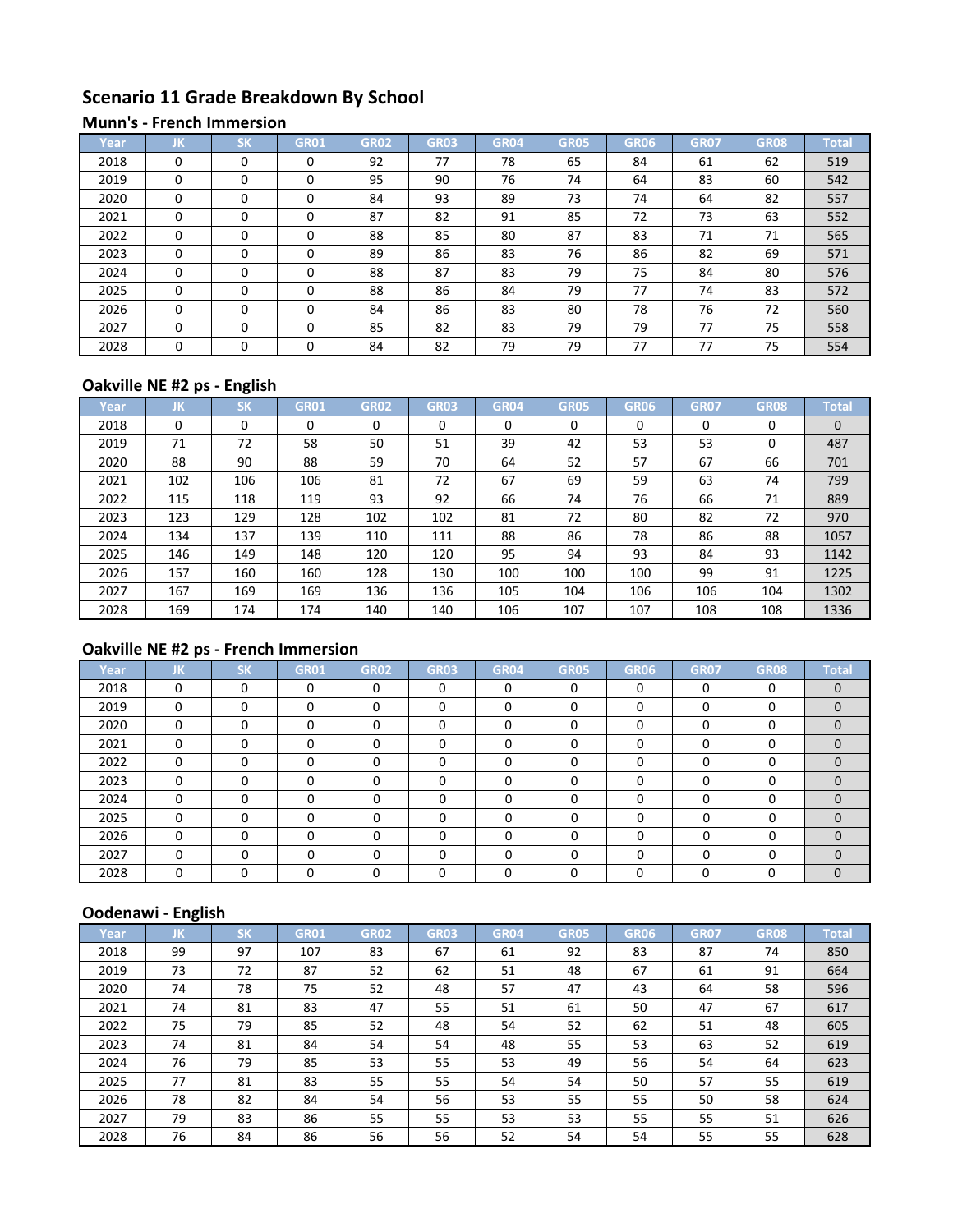## Scenario 11 Grade Breakdown By School

### Munn's - French Immersion

| Year | JK | SK | GR01 | GR02 | GR03 | GR04 | GR05 | GR06 | GR07 | GR08 | Total |
|---|---|---|---|---|---|---|---|---|---|---|---|
| 2018 | 0 | 0 | 0 | 92 | 77 | 78 | 65 | 84 | 61 | 62 | 519 |
| 2019 | 0 | 0 | 0 | 95 | 90 | 76 | 74 | 64 | 83 | 60 | 542 |
| 2020 | 0 | 0 | 0 | 84 | 93 | 89 | 73 | 74 | 64 | 82 | 557 |
| 2021 | 0 | 0 | 0 | 87 | 82 | 91 | 85 | 72 | 73 | 63 | 552 |
| 2022 | 0 | 0 | 0 | 88 | 85 | 80 | 87 | 83 | 71 | 71 | 565 |
| 2023 | 0 | 0 | 0 | 89 | 86 | 83 | 76 | 86 | 82 | 69 | 571 |
| 2024 | 0 | 0 | 0 | 88 | 87 | 83 | 79 | 75 | 84 | 80 | 576 |
| 2025 | 0 | 0 | 0 | 88 | 86 | 84 | 79 | 77 | 74 | 83 | 572 |
| 2026 | 0 | 0 | 0 | 84 | 86 | 83 | 80 | 78 | 76 | 72 | 560 |
| 2027 | 0 | 0 | 0 | 85 | 82 | 83 | 79 | 79 | 77 | 75 | 558 |
| 2028 | 0 | 0 | 0 | 84 | 82 | 79 | 79 | 77 | 77 | 75 | 554 |

### Oakville NE #2 ps - English

| Year | JK | SK | GR01 | GR02 | GR03 | GR04 | GR05 | GR06 | GR07 | GR08 | Total |
|---|---|---|---|---|---|---|---|---|---|---|---|
| 2018 | 0 | 0 | 0 | 0 | 0 | 0 | 0 | 0 | 0 | 0 | 0 |
| 2019 | 71 | 72 | 58 | 50 | 51 | 39 | 42 | 53 | 53 | 0 | 487 |
| 2020 | 88 | 90 | 88 | 59 | 70 | 64 | 52 | 57 | 67 | 66 | 701 |
| 2021 | 102 | 106 | 106 | 81 | 72 | 67 | 69 | 59 | 63 | 74 | 799 |
| 2022 | 115 | 118 | 119 | 93 | 92 | 66 | 74 | 76 | 66 | 71 | 889 |
| 2023 | 123 | 129 | 128 | 102 | 102 | 81 | 72 | 80 | 82 | 72 | 970 |
| 2024 | 134 | 137 | 139 | 110 | 111 | 88 | 86 | 78 | 86 | 88 | 1057 |
| 2025 | 146 | 149 | 148 | 120 | 120 | 95 | 94 | 93 | 84 | 93 | 1142 |
| 2026 | 157 | 160 | 160 | 128 | 130 | 100 | 100 | 100 | 99 | 91 | 1225 |
| 2027 | 167 | 169 | 169 | 136 | 136 | 105 | 104 | 106 | 106 | 104 | 1302 |
| 2028 | 169 | 174 | 174 | 140 | 140 | 106 | 107 | 107 | 108 | 108 | 1336 |

### Oakville NE #2 ps - French Immersion

| Year | JK | SK | GR01 | GR02 | GR03 | GR04 | GR05 | GR06 | GR07 | GR08 | Total |
|---|---|---|---|---|---|---|---|---|---|---|---|
| 2018 | 0 | 0 | 0 | 0 | 0 | 0 | 0 | 0 | 0 | 0 | 0 |
| 2019 | 0 | 0 | 0 | 0 | 0 | 0 | 0 | 0 | 0 | 0 | 0 |
| 2020 | 0 | 0 | 0 | 0 | 0 | 0 | 0 | 0 | 0 | 0 | 0 |
| 2021 | 0 | 0 | 0 | 0 | 0 | 0 | 0 | 0 | 0 | 0 | 0 |
| 2022 | 0 | 0 | 0 | 0 | 0 | 0 | 0 | 0 | 0 | 0 | 0 |
| 2023 | 0 | 0 | 0 | 0 | 0 | 0 | 0 | 0 | 0 | 0 | 0 |
| 2024 | 0 | 0 | 0 | 0 | 0 | 0 | 0 | 0 | 0 | 0 | 0 |
| 2025 | 0 | 0 | 0 | 0 | 0 | 0 | 0 | 0 | 0 | 0 | 0 |
| 2026 | 0 | 0 | 0 | 0 | 0 | 0 | 0 | 0 | 0 | 0 | 0 |
| 2027 | 0 | 0 | 0 | 0 | 0 | 0 | 0 | 0 | 0 | 0 | 0 |
| 2028 | 0 | 0 | 0 | 0 | 0 | 0 | 0 | 0 | 0 | 0 | 0 |

### Oodenawi - English

| Year | JK | SK | GR01 | GR02 | GR03 | GR04 | GR05 | GR06 | GR07 | GR08 | Total |
|---|---|---|---|---|---|---|---|---|---|---|---|
| 2018 | 99 | 97 | 107 | 83 | 67 | 61 | 92 | 83 | 87 | 74 | 850 |
| 2019 | 73 | 72 | 87 | 52 | 62 | 51 | 48 | 67 | 61 | 91 | 664 |
| 2020 | 74 | 78 | 75 | 52 | 48 | 57 | 47 | 43 | 64 | 58 | 596 |
| 2021 | 74 | 81 | 83 | 47 | 55 | 51 | 61 | 50 | 47 | 67 | 617 |
| 2022 | 75 | 79 | 85 | 52 | 48 | 54 | 52 | 62 | 51 | 48 | 605 |
| 2023 | 74 | 81 | 84 | 54 | 54 | 48 | 55 | 53 | 63 | 52 | 619 |
| 2024 | 76 | 79 | 85 | 53 | 55 | 53 | 49 | 56 | 54 | 64 | 623 |
| 2025 | 77 | 81 | 83 | 55 | 55 | 54 | 54 | 50 | 57 | 55 | 619 |
| 2026 | 78 | 82 | 84 | 54 | 56 | 53 | 55 | 55 | 50 | 58 | 624 |
| 2027 | 79 | 83 | 86 | 55 | 55 | 53 | 53 | 55 | 55 | 51 | 626 |
| 2028 | 76 | 84 | 86 | 56 | 56 | 52 | 54 | 54 | 55 | 55 | 628 |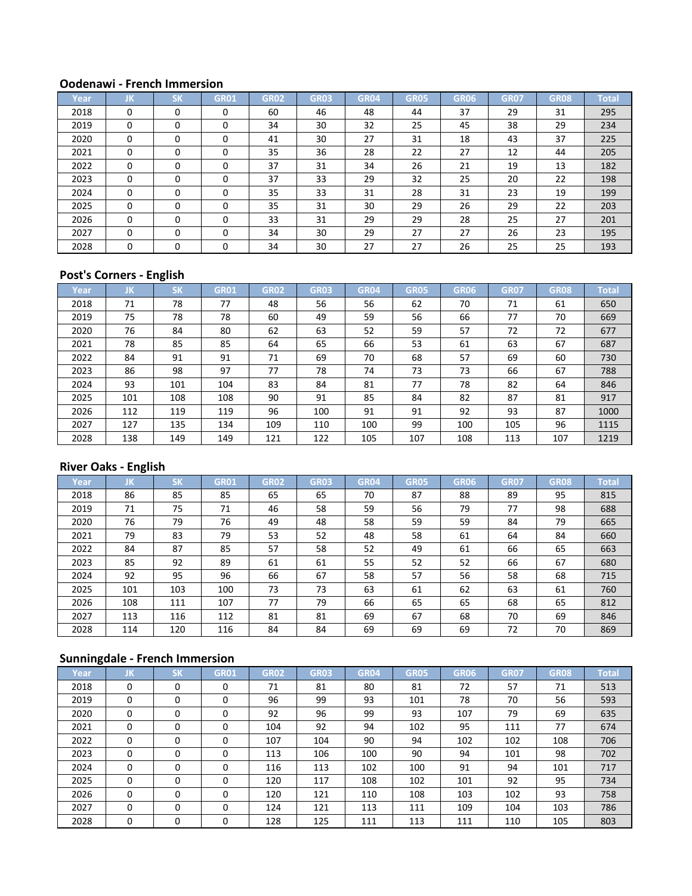**Oodenawi - French Immersion**

| Year | JK | SK | GR01 | GR02 | GR03 | GR04 | GR05 | GR06 | GR07 | GR08 | Total |
|---|---|---|---|---|---|---|---|---|---|---|---|
| 2018 | 0 | 0 | 0 | 60 | 46 | 48 | 44 | 37 | 29 | 31 | 295 |
| 2019 | 0 | 0 | 0 | 34 | 30 | 32 | 25 | 45 | 38 | 29 | 234 |
| 2020 | 0 | 0 | 0 | 41 | 30 | 27 | 31 | 18 | 43 | 37 | 225 |
| 2021 | 0 | 0 | 0 | 35 | 36 | 28 | 22 | 27 | 12 | 44 | 205 |
| 2022 | 0 | 0 | 0 | 37 | 31 | 34 | 26 | 21 | 19 | 13 | 182 |
| 2023 | 0 | 0 | 0 | 37 | 33 | 29 | 32 | 25 | 20 | 22 | 198 |
| 2024 | 0 | 0 | 0 | 35 | 33 | 31 | 28 | 31 | 23 | 19 | 199 |
| 2025 | 0 | 0 | 0 | 35 | 31 | 30 | 29 | 26 | 29 | 22 | 203 |
| 2026 | 0 | 0 | 0 | 33 | 31 | 29 | 29 | 28 | 25 | 27 | 201 |
| 2027 | 0 | 0 | 0 | 34 | 30 | 29 | 27 | 27 | 26 | 23 | 195 |
| 2028 | 0 | 0 | 0 | 34 | 30 | 27 | 27 | 26 | 25 | 25 | 193 |

**Post's Corners - English**

| Year | JK | SK | GR01 | GR02 | GR03 | GR04 | GR05 | GR06 | GR07 | GR08 | Total |
|---|---|---|---|---|---|---|---|---|---|---|---|
| 2018 | 71 | 78 | 77 | 48 | 56 | 56 | 62 | 70 | 71 | 61 | 650 |
| 2019 | 75 | 78 | 78 | 60 | 49 | 59 | 56 | 66 | 77 | 70 | 669 |
| 2020 | 76 | 84 | 80 | 62 | 63 | 52 | 59 | 57 | 72 | 72 | 677 |
| 2021 | 78 | 85 | 85 | 64 | 65 | 66 | 53 | 61 | 63 | 67 | 687 |
| 2022 | 84 | 91 | 91 | 71 | 69 | 70 | 68 | 57 | 69 | 60 | 730 |
| 2023 | 86 | 98 | 97 | 77 | 78 | 74 | 73 | 73 | 66 | 67 | 788 |
| 2024 | 93 | 101 | 104 | 83 | 84 | 81 | 77 | 78 | 82 | 64 | 846 |
| 2025 | 101 | 108 | 108 | 90 | 91 | 85 | 84 | 82 | 87 | 81 | 917 |
| 2026 | 112 | 119 | 119 | 96 | 100 | 91 | 91 | 92 | 93 | 87 | 1000 |
| 2027 | 127 | 135 | 134 | 109 | 110 | 100 | 99 | 100 | 105 | 96 | 1115 |
| 2028 | 138 | 149 | 149 | 121 | 122 | 105 | 107 | 108 | 113 | 107 | 1219 |

**River Oaks - English**

| Year | JK | SK | GR01 | GR02 | GR03 | GR04 | GR05 | GR06 | GR07 | GR08 | Total |
|---|---|---|---|---|---|---|---|---|---|---|---|
| 2018 | 86 | 85 | 85 | 65 | 65 | 70 | 87 | 88 | 89 | 95 | 815 |
| 2019 | 71 | 75 | 71 | 46 | 58 | 59 | 56 | 79 | 77 | 98 | 688 |
| 2020 | 76 | 79 | 76 | 49 | 48 | 58 | 59 | 59 | 84 | 79 | 665 |
| 2021 | 79 | 83 | 79 | 53 | 52 | 48 | 58 | 61 | 64 | 84 | 660 |
| 2022 | 84 | 87 | 85 | 57 | 58 | 52 | 49 | 61 | 66 | 65 | 663 |
| 2023 | 85 | 92 | 89 | 61 | 61 | 55 | 52 | 52 | 66 | 67 | 680 |
| 2024 | 92 | 95 | 96 | 66 | 67 | 58 | 57 | 56 | 58 | 68 | 715 |
| 2025 | 101 | 103 | 100 | 73 | 73 | 63 | 61 | 62 | 63 | 61 | 760 |
| 2026 | 108 | 111 | 107 | 77 | 79 | 66 | 65 | 65 | 68 | 65 | 812 |
| 2027 | 113 | 116 | 112 | 81 | 81 | 69 | 67 | 68 | 70 | 69 | 846 |
| 2028 | 114 | 120 | 116 | 84 | 84 | 69 | 69 | 69 | 72 | 70 | 869 |

**Sunningdale - French Immersion**

| Year | JK | SK | GR01 | GR02 | GR03 | GR04 | GR05 | GR06 | GR07 | GR08 | Total |
|---|---|---|---|---|---|---|---|---|---|---|---|
| 2018 | 0 | 0 | 0 | 71 | 81 | 80 | 81 | 72 | 57 | 71 | 513 |
| 2019 | 0 | 0 | 0 | 96 | 99 | 93 | 101 | 78 | 70 | 56 | 593 |
| 2020 | 0 | 0 | 0 | 92 | 96 | 99 | 93 | 107 | 79 | 69 | 635 |
| 2021 | 0 | 0 | 0 | 104 | 92 | 94 | 102 | 95 | 111 | 77 | 674 |
| 2022 | 0 | 0 | 0 | 107 | 104 | 90 | 94 | 102 | 102 | 108 | 706 |
| 2023 | 0 | 0 | 0 | 113 | 106 | 100 | 90 | 94 | 101 | 98 | 702 |
| 2024 | 0 | 0 | 0 | 116 | 113 | 102 | 100 | 91 | 94 | 101 | 717 |
| 2025 | 0 | 0 | 0 | 120 | 117 | 108 | 102 | 101 | 92 | 95 | 734 |
| 2026 | 0 | 0 | 0 | 120 | 121 | 110 | 108 | 103 | 102 | 93 | 758 |
| 2027 | 0 | 0 | 0 | 124 | 121 | 113 | 111 | 109 | 104 | 103 | 786 |
| 2028 | 0 | 0 | 0 | 128 | 125 | 111 | 113 | 111 | 110 | 105 | 803 |